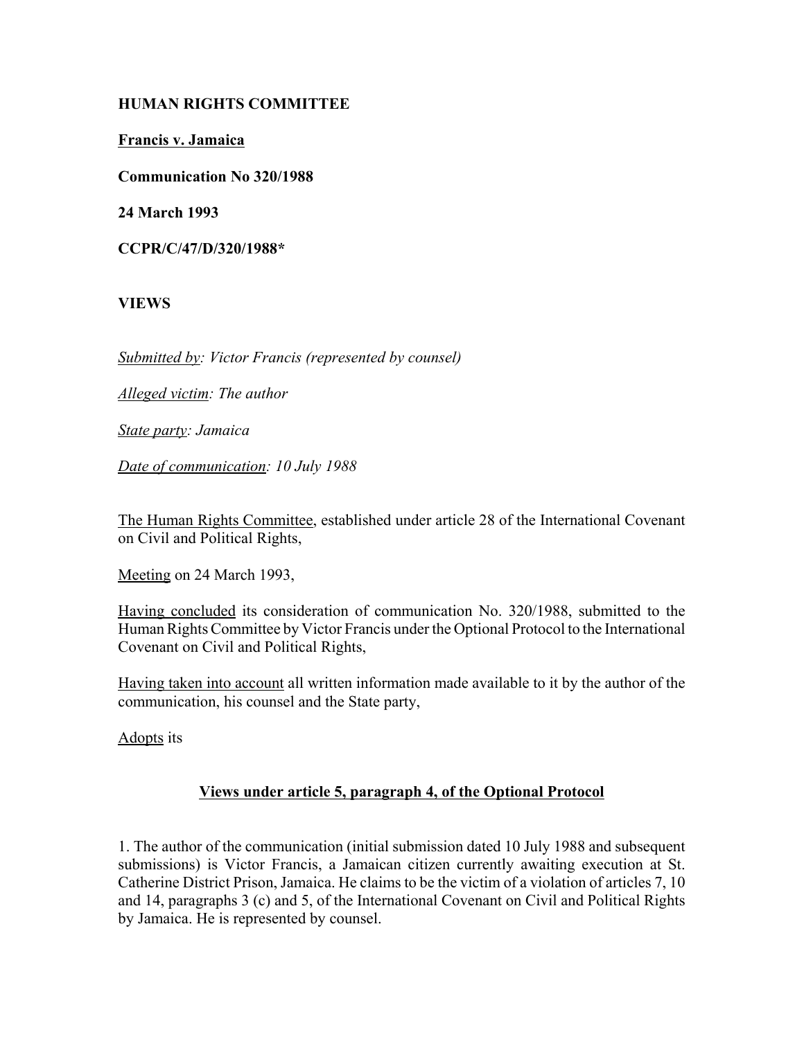**HUMAN RIGHTS COMMITTEE**

**Francis v. Jamaica**

**Communication No 320/1988**

**24 March 1993**

**CCPR/C/47/D/320/1988***

**VIEWS**

*Submitted by: Victor Francis (represented by counsel)*

*Alleged victim: The author*

*State party: Jamaica*

*Date of communication: 10 July 1988*

The Human Rights Committee, established under article 28 of the International Covenant on Civil and Political Rights,

Meeting on 24 March 1993,

Having concluded its consideration of communication No. 320/1988, submitted to the Human Rights Committee by Victor Francis under the Optional Protocol to the International Covenant on Civil and Political Rights,

Having taken into account all written information made available to it by the author of the communication, his counsel and the State party,

Adopts its

## Views under article 5, paragraph 4, of the Optional Protocol

1. The author of the communication (initial submission dated 10 July 1988 and subsequent submissions) is Victor Francis, a Jamaican citizen currently awaiting execution at St. Catherine District Prison, Jamaica. He claims to be the victim of a violation of articles 7, 10 and 14, paragraphs 3 (c) and 5, of the International Covenant on Civil and Political Rights by Jamaica. He is represented by counsel.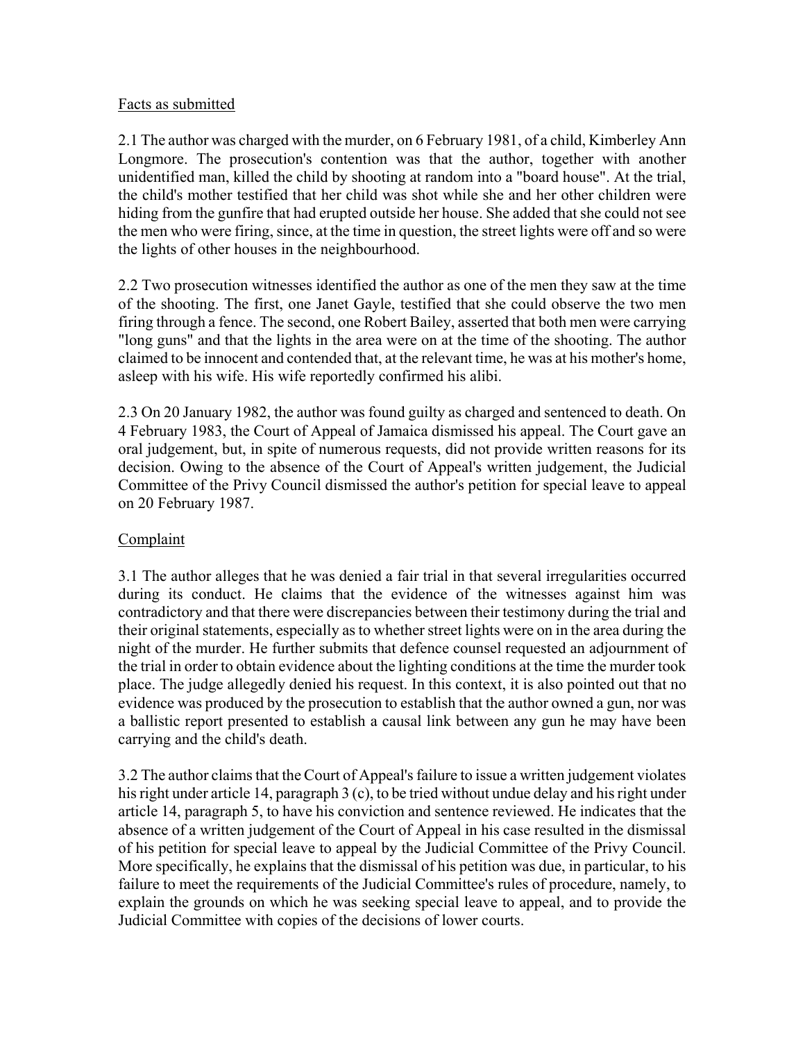Facts as submitted

2.1 The author was charged with the murder, on 6 February 1981, of a child, Kimberley Ann Longmore. The prosecution's contention was that the author, together with another unidentified man, killed the child by shooting at random into a "board house". At the trial, the child's mother testified that her child was shot while she and her other children were hiding from the gunfire that had erupted outside her house. She added that she could not see the men who were firing, since, at the time in question, the street lights were off and so were the lights of other houses in the neighbourhood.

2.2 Two prosecution witnesses identified the author as one of the men they saw at the time of the shooting. The first, one Janet Gayle, testified that she could observe the two men firing through a fence. The second, one Robert Bailey, asserted that both men were carrying "long guns" and that the lights in the area were on at the time of the shooting. The author claimed to be innocent and contended that, at the relevant time, he was at his mother's home, asleep with his wife. His wife reportedly confirmed his alibi.

2.3 On 20 January 1982, the author was found guilty as charged and sentenced to death. On 4 February 1983, the Court of Appeal of Jamaica dismissed his appeal. The Court gave an oral judgement, but, in spite of numerous requests, did not provide written reasons for its decision. Owing to the absence of the Court of Appeal's written judgement, the Judicial Committee of the Privy Council dismissed the author's petition for special leave to appeal on 20 February 1987.

Complaint

3.1 The author alleges that he was denied a fair trial in that several irregularities occurred during its conduct. He claims that the evidence of the witnesses against him was contradictory and that there were discrepancies between their testimony during the trial and their original statements, especially as to whether street lights were on in the area during the night of the murder. He further submits that defence counsel requested an adjournment of the trial in order to obtain evidence about the lighting conditions at the time the murder took place. The judge allegedly denied his request. In this context, it is also pointed out that no evidence was produced by the prosecution to establish that the author owned a gun, nor was a ballistic report presented to establish a causal link between any gun he may have been carrying and the child's death.

3.2 The author claims that the Court of Appeal's failure to issue a written judgement violates his right under article 14, paragraph 3 (c), to be tried without undue delay and his right under article 14, paragraph 5, to have his conviction and sentence reviewed. He indicates that the absence of a written judgement of the Court of Appeal in his case resulted in the dismissal of his petition for special leave to appeal by the Judicial Committee of the Privy Council. More specifically, he explains that the dismissal of his petition was due, in particular, to his failure to meet the requirements of the Judicial Committee's rules of procedure, namely, to explain the grounds on which he was seeking special leave to appeal, and to provide the Judicial Committee with copies of the decisions of lower courts.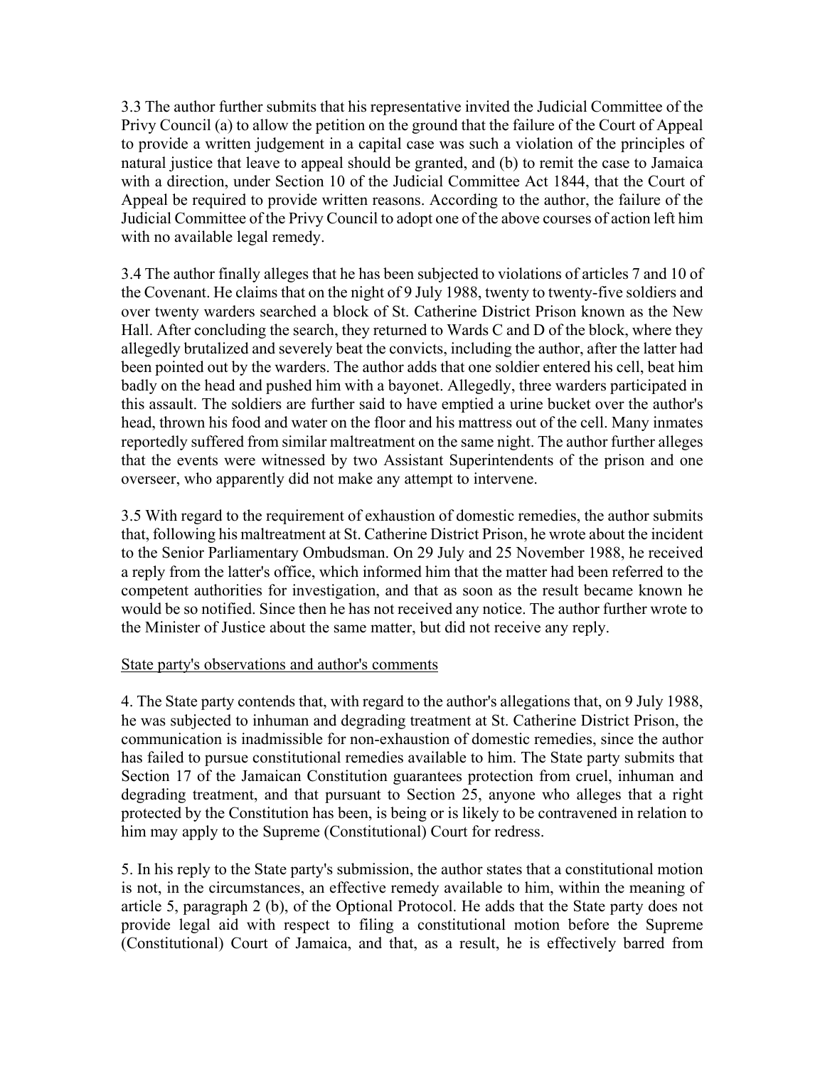3.3 The author further submits that his representative invited the Judicial Committee of the Privy Council (a) to allow the petition on the ground that the failure of the Court of Appeal to provide a written judgement in a capital case was such a violation of the principles of natural justice that leave to appeal should be granted, and (b) to remit the case to Jamaica with a direction, under Section 10 of the Judicial Committee Act 1844, that the Court of Appeal be required to provide written reasons. According to the author, the failure of the Judicial Committee of the Privy Council to adopt one of the above courses of action left him with no available legal remedy.

3.4 The author finally alleges that he has been subjected to violations of articles 7 and 10 of the Covenant. He claims that on the night of 9 July 1988, twenty to twenty-five soldiers and over twenty warders searched a block of St. Catherine District Prison known as the New Hall. After concluding the search, they returned to Wards C and D of the block, where they allegedly brutalized and severely beat the convicts, including the author, after the latter had been pointed out by the warders. The author adds that one soldier entered his cell, beat him badly on the head and pushed him with a bayonet. Allegedly, three warders participated in this assault. The soldiers are further said to have emptied a urine bucket over the author's head, thrown his food and water on the floor and his mattress out of the cell. Many inmates reportedly suffered from similar maltreatment on the same night. The author further alleges that the events were witnessed by two Assistant Superintendents of the prison and one overseer, who apparently did not make any attempt to intervene.

3.5 With regard to the requirement of exhaustion of domestic remedies, the author submits that, following his maltreatment at St. Catherine District Prison, he wrote about the incident to the Senior Parliamentary Ombudsman. On 29 July and 25 November 1988, he received a reply from the latter's office, which informed him that the matter had been referred to the competent authorities for investigation, and that as soon as the result became known he would be so notified. Since then he has not received any notice. The author further wrote to the Minister of Justice about the same matter, but did not receive any reply.

State party's observations and author's comments

4. The State party contends that, with regard to the author's allegations that, on 9 July 1988, he was subjected to inhuman and degrading treatment at St. Catherine District Prison, the communication is inadmissible for non-exhaustion of domestic remedies, since the author has failed to pursue constitutional remedies available to him. The State party submits that Section 17 of the Jamaican Constitution guarantees protection from cruel, inhuman and degrading treatment, and that pursuant to Section 25, anyone who alleges that a right protected by the Constitution has been, is being or is likely to be contravened in relation to him may apply to the Supreme (Constitutional) Court for redress.

5. In his reply to the State party's submission, the author states that a constitutional motion is not, in the circumstances, an effective remedy available to him, within the meaning of article 5, paragraph 2 (b), of the Optional Protocol. He adds that the State party does not provide legal aid with respect to filing a constitutional motion before the Supreme (Constitutional) Court of Jamaica, and that, as a result, he is effectively barred from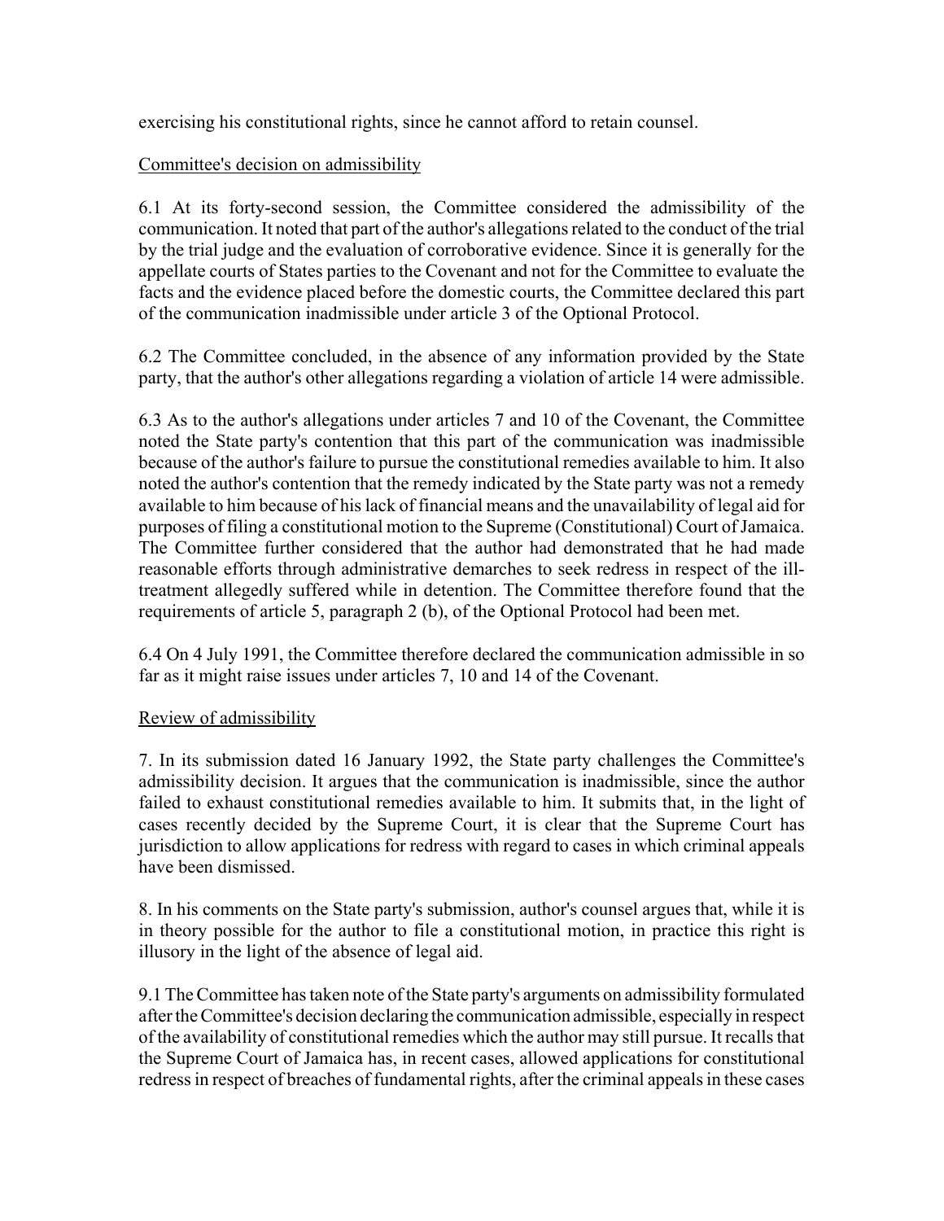exercising his constitutional rights, since he cannot afford to retain counsel.

Committee's decision on admissibility

6.1 At its forty-second session, the Committee considered the admissibility of the communication. It noted that part of the author's allegations related to the conduct of the trial by the trial judge and the evaluation of corroborative evidence. Since it is generally for the appellate courts of States parties to the Covenant and not for the Committee to evaluate the facts and the evidence placed before the domestic courts, the Committee declared this part of the communication inadmissible under article 3 of the Optional Protocol.

6.2 The Committee concluded, in the absence of any information provided by the State party, that the author's other allegations regarding a violation of article 14 were admissible.

6.3 As to the author's allegations under articles 7 and 10 of the Covenant, the Committee noted the State party's contention that this part of the communication was inadmissible because of the author's failure to pursue the constitutional remedies available to him. It also noted the author's contention that the remedy indicated by the State party was not a remedy available to him because of his lack of financial means and the unavailability of legal aid for purposes of filing a constitutional motion to the Supreme (Constitutional) Court of Jamaica. The Committee further considered that the author had demonstrated that he had made reasonable efforts through administrative demarches to seek redress in respect of the ill-treatment allegedly suffered while in detention. The Committee therefore found that the requirements of article 5, paragraph 2 (b), of the Optional Protocol had been met.

6.4 On 4 July 1991, the Committee therefore declared the communication admissible in so far as it might raise issues under articles 7, 10 and 14 of the Covenant.

Review of admissibility

7. In its submission dated 16 January 1992, the State party challenges the Committee's admissibility decision. It argues that the communication is inadmissible, since the author failed to exhaust constitutional remedies available to him. It submits that, in the light of cases recently decided by the Supreme Court, it is clear that the Supreme Court has jurisdiction to allow applications for redress with regard to cases in which criminal appeals have been dismissed.

8. In his comments on the State party's submission, author's counsel argues that, while it is in theory possible for the author to file a constitutional motion, in practice this right is illusory in the light of the absence of legal aid.

9.1 The Committee has taken note of the State party's arguments on admissibility formulated after the Committee's decision declaring the communication admissible, especially in respect of the availability of constitutional remedies which the author may still pursue. It recalls that the Supreme Court of Jamaica has, in recent cases, allowed applications for constitutional redress in respect of breaches of fundamental rights, after the criminal appeals in these cases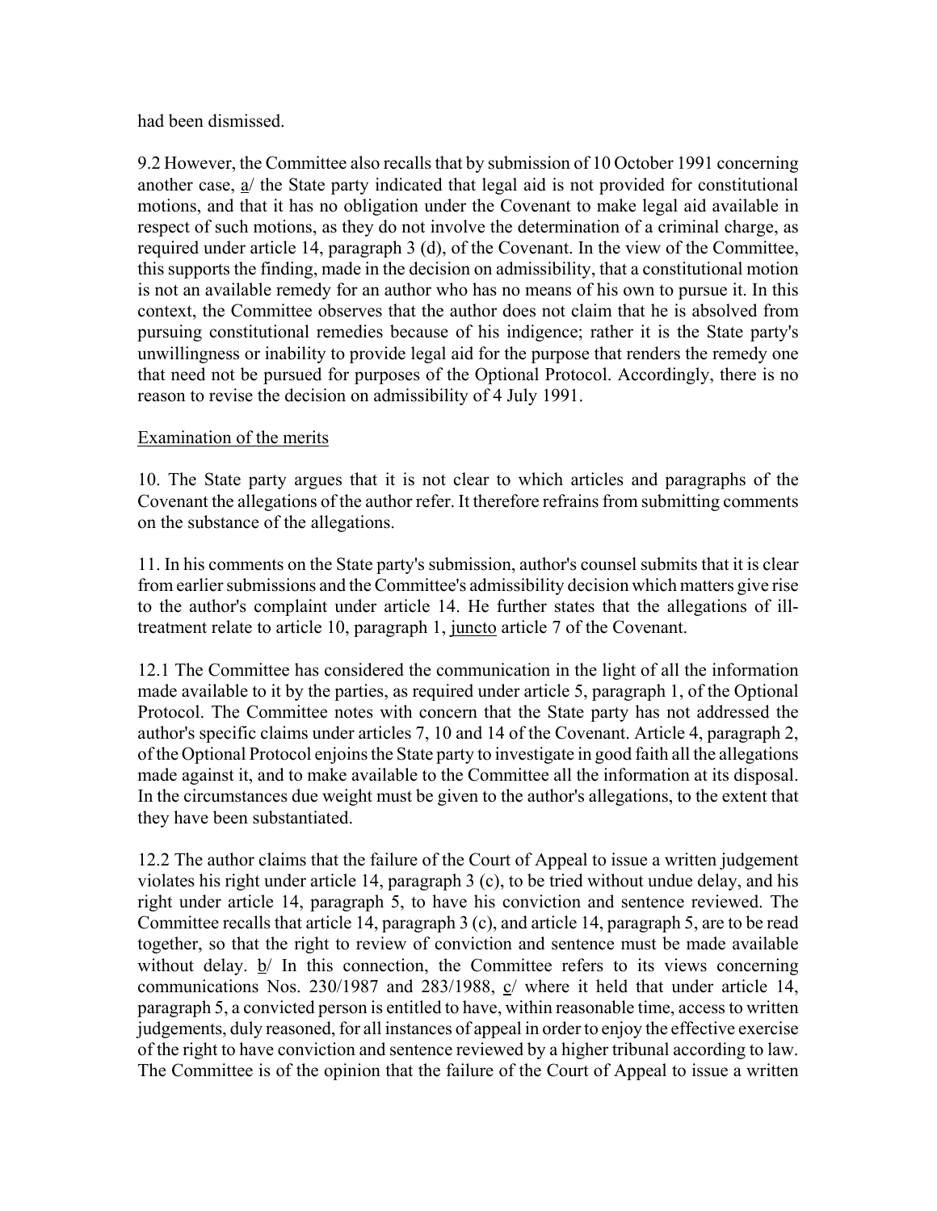had been dismissed.

9.2 However, the Committee also recalls that by submission of 10 October 1991 concerning another case, a/ the State party indicated that legal aid is not provided for constitutional motions, and that it has no obligation under the Covenant to make legal aid available in respect of such motions, as they do not involve the determination of a criminal charge, as required under article 14, paragraph 3 (d), of the Covenant. In the view of the Committee, this supports the finding, made in the decision on admissibility, that a constitutional motion is not an available remedy for an author who has no means of his own to pursue it. In this context, the Committee observes that the author does not claim that he is absolved from pursuing constitutional remedies because of his indigence; rather it is the State party's unwillingness or inability to provide legal aid for the purpose that renders the remedy one that need not be pursued for purposes of the Optional Protocol. Accordingly, there is no reason to revise the decision on admissibility of 4 July 1991.

## Examination of the merits

10. The State party argues that it is not clear to which articles and paragraphs of the Covenant the allegations of the author refer. It therefore refrains from submitting comments on the substance of the allegations.

11. In his comments on the State party's submission, author's counsel submits that it is clear from earlier submissions and the Committee's admissibility decision which matters give rise to the author's complaint under article 14. He further states that the allegations of ill-treatment relate to article 10, paragraph 1, juncto article 7 of the Covenant.

12.1 The Committee has considered the communication in the light of all the information made available to it by the parties, as required under article 5, paragraph 1, of the Optional Protocol. The Committee notes with concern that the State party has not addressed the author's specific claims under articles 7, 10 and 14 of the Covenant. Article 4, paragraph 2, of the Optional Protocol enjoins the State party to investigate in good faith all the allegations made against it, and to make available to the Committee all the information at its disposal. In the circumstances due weight must be given to the author's allegations, to the extent that they have been substantiated.

12.2 The author claims that the failure of the Court of Appeal to issue a written judgement violates his right under article 14, paragraph 3 (c), to be tried without undue delay, and his right under article 14, paragraph 5, to have his conviction and sentence reviewed. The Committee recalls that article 14, paragraph 3 (c), and article 14, paragraph 5, are to be read together, so that the right to review of conviction and sentence must be made available without delay. b/ In this connection, the Committee refers to its views concerning communications Nos. 230/1987 and 283/1988, c/ where it held that under article 14, paragraph 5, a convicted person is entitled to have, within reasonable time, access to written judgements, duly reasoned, for all instances of appeal in order to enjoy the effective exercise of the right to have conviction and sentence reviewed by a higher tribunal according to law. The Committee is of the opinion that the failure of the Court of Appeal to issue a written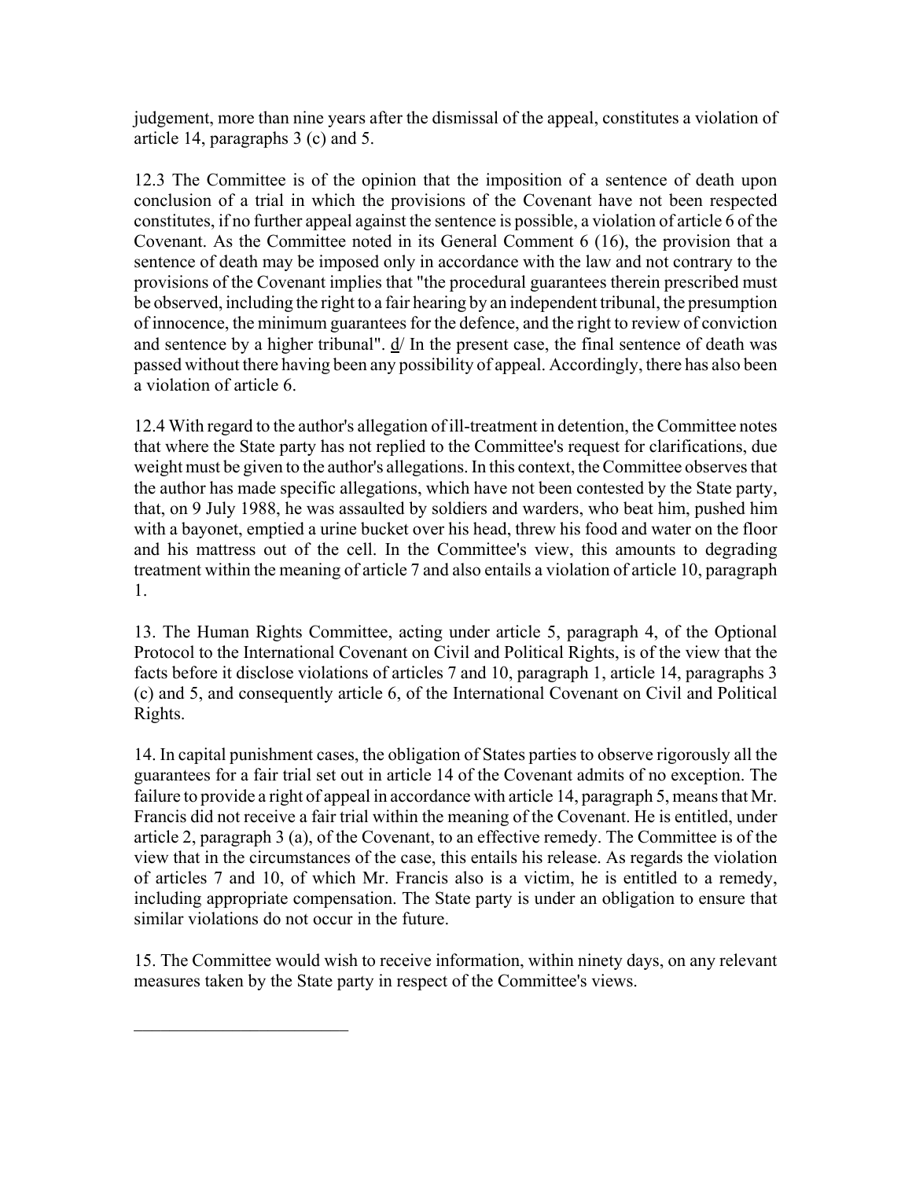judgement, more than nine years after the dismissal of the appeal, constitutes a violation of article 14, paragraphs 3 (c) and 5.

12.3 The Committee is of the opinion that the imposition of a sentence of death upon conclusion of a trial in which the provisions of the Covenant have not been respected constitutes, if no further appeal against the sentence is possible, a violation of article 6 of the Covenant. As the Committee noted in its General Comment 6 (16), the provision that a sentence of death may be imposed only in accordance with the law and not contrary to the provisions of the Covenant implies that "the procedural guarantees therein prescribed must be observed, including the right to a fair hearing by an independent tribunal, the presumption of innocence, the minimum guarantees for the defence, and the right to review of conviction and sentence by a higher tribunal". d/ In the present case, the final sentence of death was passed without there having been any possibility of appeal. Accordingly, there has also been a violation of article 6.

12.4 With regard to the author's allegation of ill-treatment in detention, the Committee notes that where the State party has not replied to the Committee's request for clarifications, due weight must be given to the author's allegations. In this context, the Committee observes that the author has made specific allegations, which have not been contested by the State party, that, on 9 July 1988, he was assaulted by soldiers and warders, who beat him, pushed him with a bayonet, emptied a urine bucket over his head, threw his food and water on the floor and his mattress out of the cell. In the Committee's view, this amounts to degrading treatment within the meaning of article 7 and also entails a violation of article 10, paragraph 1.

13. The Human Rights Committee, acting under article 5, paragraph 4, of the Optional Protocol to the International Covenant on Civil and Political Rights, is of the view that the facts before it disclose violations of articles 7 and 10, paragraph 1, article 14, paragraphs 3 (c) and 5, and consequently article 6, of the International Covenant on Civil and Political Rights.

14. In capital punishment cases, the obligation of States parties to observe rigorously all the guarantees for a fair trial set out in article 14 of the Covenant admits of no exception. The failure to provide a right of appeal in accordance with article 14, paragraph 5, means that Mr. Francis did not receive a fair trial within the meaning of the Covenant. He is entitled, under article 2, paragraph 3 (a), of the Covenant, to an effective remedy. The Committee is of the view that in the circumstances of the case, this entails his release. As regards the violation of articles 7 and 10, of which Mr. Francis also is a victim, he is entitled to a remedy, including appropriate compensation. The State party is under an obligation to ensure that similar violations do not occur in the future.

15. The Committee would wish to receive information, within ninety days, on any relevant measures taken by the State party in respect of the Committee's views.

---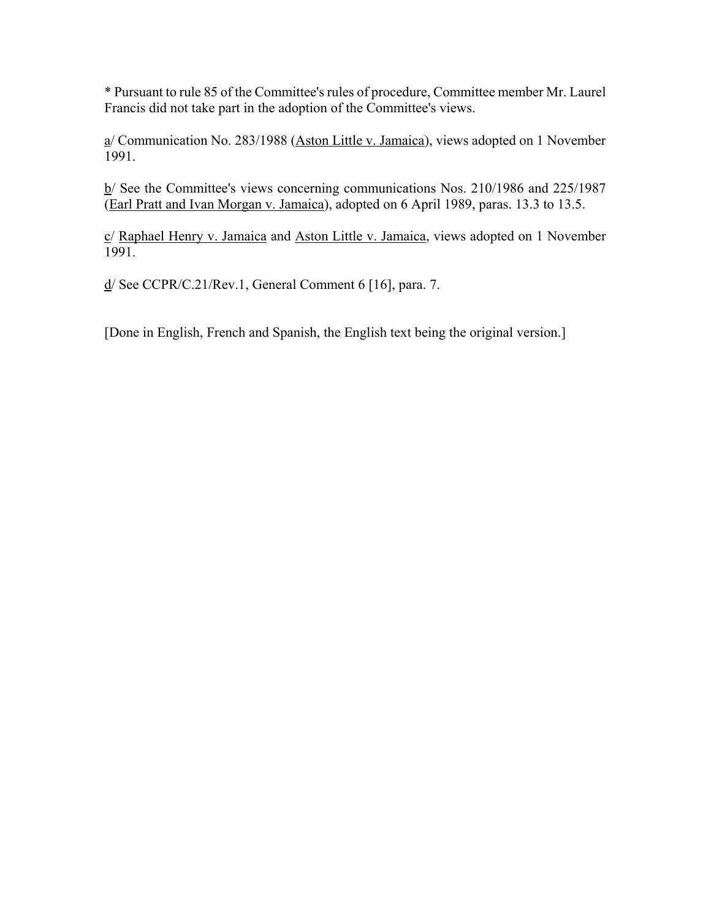* Pursuant to rule 85 of the Committee's rules of procedure, Committee member Mr. Laurel Francis did not take part in the adoption of the Committee's views.

a/ Communication No. 283/1988 (Aston Little v. Jamaica), views adopted on 1 November 1991.

b/ See the Committee's views concerning communications Nos. 210/1986 and 225/1987 (Earl Pratt and Ivan Morgan v. Jamaica), adopted on 6 April 1989, paras. 13.3 to 13.5.

c/ Raphael Henry v. Jamaica and Aston Little v. Jamaica, views adopted on 1 November 1991.

d/ See CCPR/C.21/Rev.1, General Comment 6 [16], para. 7.

[Done in English, French and Spanish, the English text being the original version.]